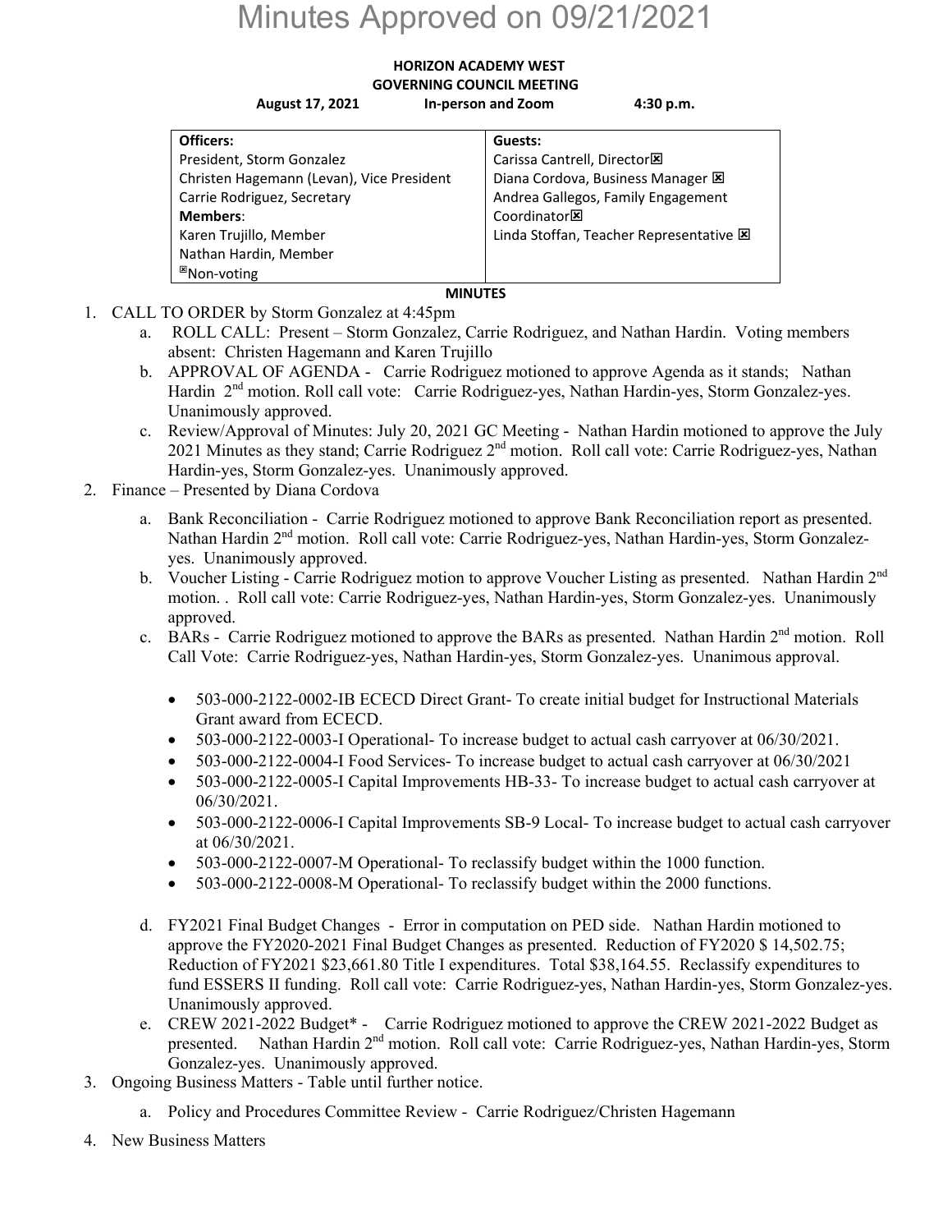# Minutes Approved on 09/21/2021

**HORIZON ACADEMY WEST**
**GOVERNING COUNCIL MEETING**
**August 17, 2021 In-person and Zoom 4:30 p.m.**

| **Officers:** | **Guests:** |
|---|---|
| President, Storm Gonzalez | Carissa Cantrell, Director☒ |
| Christen Hagemann (Levan), Vice President | Diana Cordova, Business Manager ☒ |
| Carrie Rodriguez, Secretary | Andrea Gallegos, Family Engagement Coordinator☒ |
| **Members**: | Linda Stoffan, Teacher Representative ☒ |
| Karen Trujillo, Member | |
| Nathan Hardin, Member | |
| ☒Non-voting | |

**MINUTES**

1. CALL TO ORDER by Storm Gonzalez at 4:45pm
   a. ROLL CALL: Present – Storm Gonzalez, Carrie Rodriguez, and Nathan Hardin. Voting members absent: Christen Hagemann and Karen Trujillo
   b. APPROVAL OF AGENDA - Carrie Rodriguez motioned to approve Agenda as it stands; Nathan Hardin 2nd motion. Roll call vote: Carrie Rodriguez-yes, Nathan Hardin-yes, Storm Gonzalez-yes. Unanimously approved.
   c. Review/Approval of Minutes: July 20, 2021 GC Meeting - Nathan Hardin motioned to approve the July 2021 Minutes as they stand; Carrie Rodriguez 2nd motion. Roll call vote: Carrie Rodriguez-yes, Nathan Hardin-yes, Storm Gonzalez-yes. Unanimously approved.
2. Finance – Presented by Diana Cordova
   a. Bank Reconciliation - Carrie Rodriguez motioned to approve Bank Reconciliation report as presented. Nathan Hardin 2nd motion. Roll call vote: Carrie Rodriguez-yes, Nathan Hardin-yes, Storm Gonzalez-yes. Unanimously approved.
   b. Voucher Listing - Carrie Rodriguez motion to approve Voucher Listing as presented. Nathan Hardin 2nd motion. . Roll call vote: Carrie Rodriguez-yes, Nathan Hardin-yes, Storm Gonzalez-yes. Unanimously approved.
   c. BARs - Carrie Rodriguez motioned to approve the BARs as presented. Nathan Hardin 2nd motion. Roll Call Vote: Carrie Rodriguez-yes, Nathan Hardin-yes, Storm Gonzalez-yes. Unanimous approval.
      - 503-000-2122-0002-IB ECECD Direct Grant- To create initial budget for Instructional Materials Grant award from ECECD.
      - 503-000-2122-0003-I Operational- To increase budget to actual cash carryover at 06/30/2021.
      - 503-000-2122-0004-I Food Services- To increase budget to actual cash carryover at 06/30/2021
      - 503-000-2122-0005-I Capital Improvements HB-33- To increase budget to actual cash carryover at 06/30/2021.
      - 503-000-2122-0006-I Capital Improvements SB-9 Local- To increase budget to actual cash carryover at 06/30/2021.
      - 503-000-2122-0007-M Operational- To reclassify budget within the 1000 function.
      - 503-000-2122-0008-M Operational- To reclassify budget within the 2000 functions.
   d. FY2021 Final Budget Changes - Error in computation on PED side. Nathan Hardin motioned to approve the FY2020-2021 Final Budget Changes as presented. Reduction of FY2020 $ 14,502.75; Reduction of FY2021 $23,661.80 Title I expenditures. Total $38,164.55. Reclassify expenditures to fund ESSERS II funding. Roll call vote: Carrie Rodriguez-yes, Nathan Hardin-yes, Storm Gonzalez-yes. Unanimously approved.
   e. CREW 2021-2022 Budget* - Carrie Rodriguez motioned to approve the CREW 2021-2022 Budget as presented. Nathan Hardin 2nd motion. Roll call vote: Carrie Rodriguez-yes, Nathan Hardin-yes, Storm Gonzalez-yes. Unanimously approved.
3. Ongoing Business Matters - Table until further notice.
   a. Policy and Procedures Committee Review - Carrie Rodriguez/Christen Hagemann
4. New Business Matters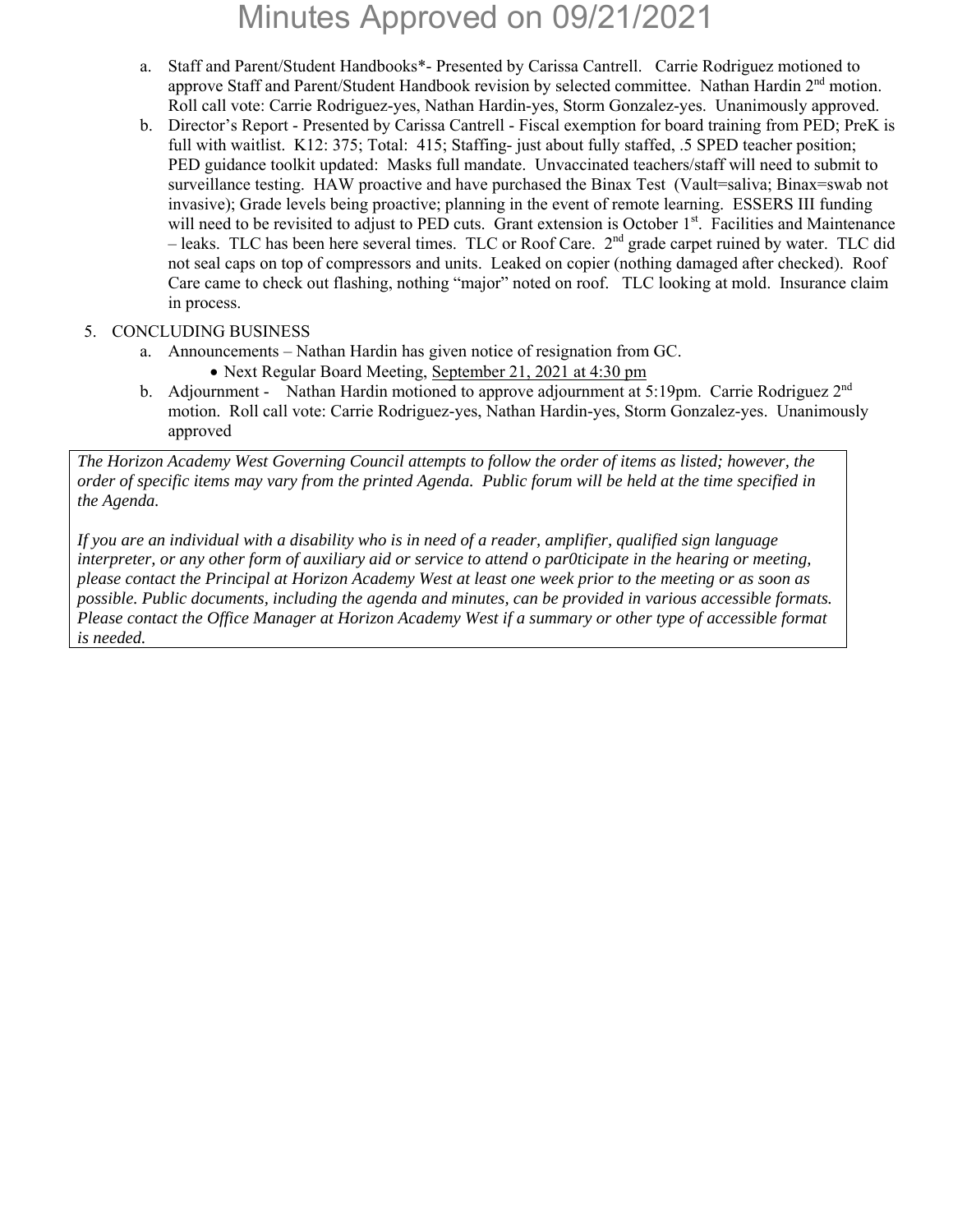Minutes Approved on 09/21/2021

a. Staff and Parent/Student Handbooks*- Presented by Carissa Cantrell. Carrie Rodriguez motioned to approve Staff and Parent/Student Handbook revision by selected committee. Nathan Hardin 2nd motion. Roll call vote: Carrie Rodriguez-yes, Nathan Hardin-yes, Storm Gonzalez-yes. Unanimously approved.
b. Director's Report - Presented by Carissa Cantrell - Fiscal exemption for board training from PED; PreK is full with waitlist. K12: 375; Total: 415; Staffing- just about fully staffed, .5 SPED teacher position; PED guidance toolkit updated: Masks full mandate. Unvaccinated teachers/staff will need to submit to surveillance testing. HAW proactive and have purchased the Binax Test (Vault=saliva; Binax=swab not invasive); Grade levels being proactive; planning in the event of remote learning. ESSERS III funding will need to be revisited to adjust to PED cuts. Grant extension is October 1st. Facilities and Maintenance – leaks. TLC has been here several times. TLC or Roof Care. 2nd grade carpet ruined by water. TLC did not seal caps on top of compressors and units. Leaked on copier (nothing damaged after checked). Roof Care came to check out flashing, nothing "major" noted on roof. TLC looking at mold. Insurance claim in process.

5. CONCLUDING BUSINESS
   a. Announcements – Nathan Hardin has given notice of resignation from GC.
      - Next Regular Board Meeting, September 21, 2021 at 4:30 pm
   b. Adjournment - Nathan Hardin motioned to approve adjournment at 5:19pm. Carrie Rodriguez 2nd motion. Roll call vote: Carrie Rodriguez-yes, Nathan Hardin-yes, Storm Gonzalez-yes. Unanimously approved

*The Horizon Academy West Governing Council attempts to follow the order of items as listed; however, the order of specific items may vary from the printed Agenda. Public forum will be held at the time specified in the Agenda.*

*If you are an individual with a disability who is in need of a reader, amplifier, qualified sign language interpreter, or any other form of auxiliary aid or service to attend o par0ticipate in the hearing or meeting, please contact the Principal at Horizon Academy West at least one week prior to the meeting or as soon as possible. Public documents, including the agenda and minutes, can be provided in various accessible formats. Please contact the Office Manager at Horizon Academy West if a summary or other type of accessible format is needed.*